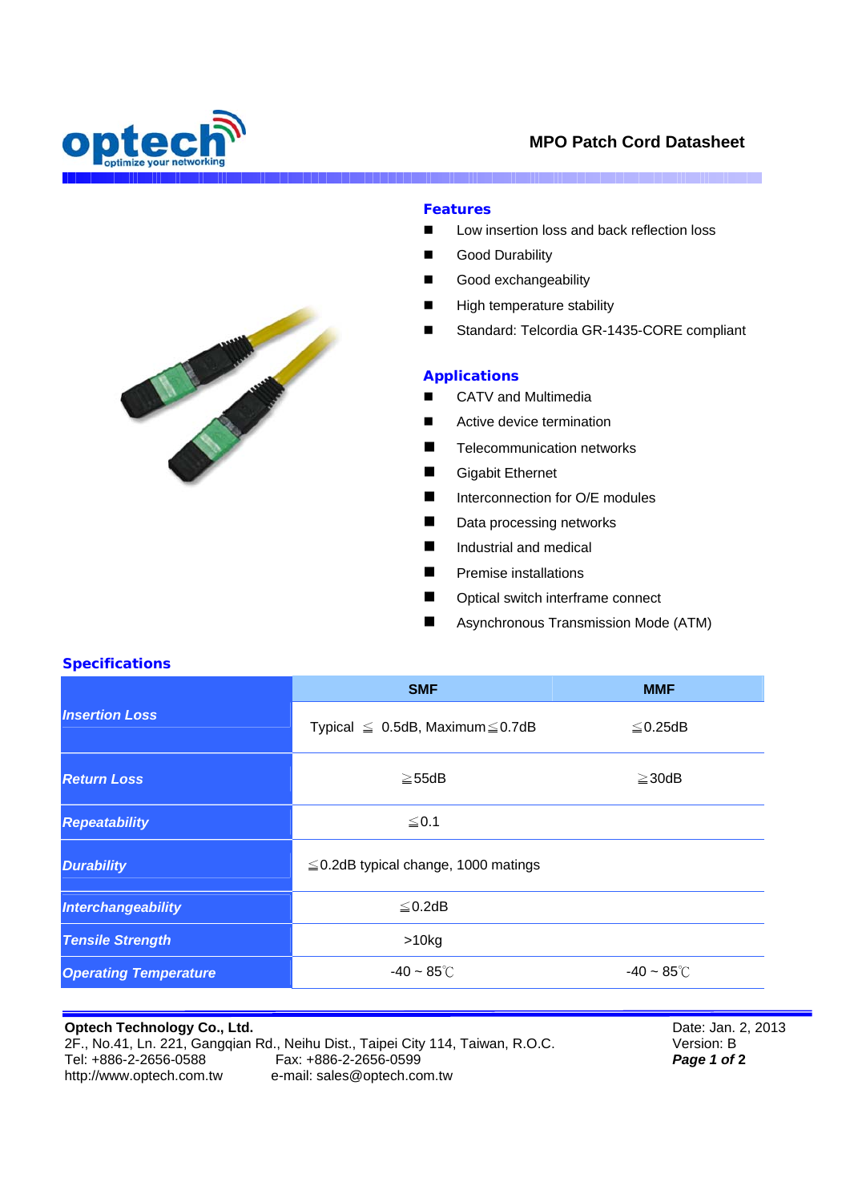# MPO Patch Cord Datasheet

## Features

- Low insertion loss and back reflection loss
- Good Durability
- Good exchangeability
- High temperature stability
- Standard: Telcordia GR-1435-CORE compliant

## Applications

- CATV and Multimedia
- Active device termination
- Telecommunication networks
- Gigabit Ethernet
- Interconnection for O/E modules
- Data processing networks
- Industrial and medical
- Premise installations
- Optical switch interframe connect
- Asynchronous Transmission Mode (ATM)

## Specifications

| | SMF | MMF |
|---|---|---|
| ***Insertion Loss*** | Typical ≦ 0.5dB, Maximum≦0.7dB | ≦0.25dB |
| ***Return Loss*** | ≧55dB | ≧30dB |
| ***Repeatability*** | ≦0.1 | |
| ***Durability*** | ≦0.2dB typical change, 1000 matings | |
| ***Interchangeability*** | ≦0.2dB | |
| ***Tensile Strength*** | >10kg | |
| ***Operating Temperature*** | -40 ~ 85℃ | -40 ~ 85℃ |

**Optech Technology Co., Ltd.**
2F., No.41, Ln. 221, Gangqian Rd., Neihu Dist., Taipei City 114, Taiwan, R.O.C.
Tel: +886-2-2656-0588 Fax: +886-2-2656-0599
http://www.optech.com.tw e-mail: sales@optech.com.tw

Date: Jan. 2, 2013
Version: B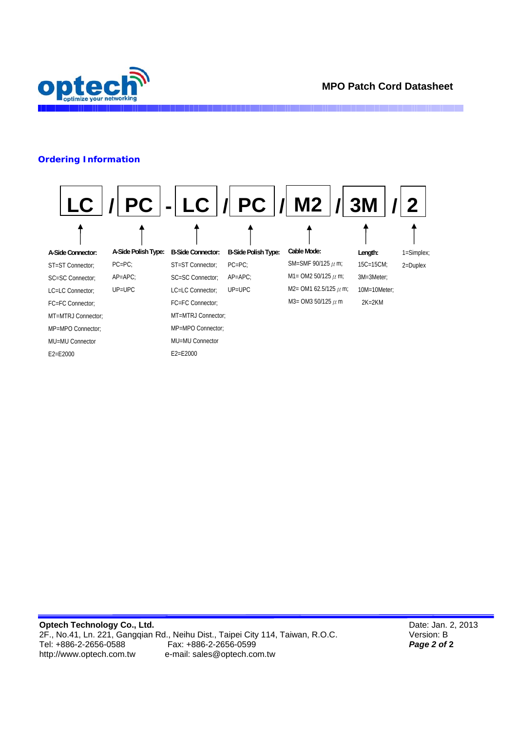## Ordering Information

**LC / PC - LC / PC / M2 / 3M / 2**

| A-Side Connector: | A-Side Polish Type: | B-Side Connector: | B-Side Polish Type: | Cable Mode: | Length: | |
|---|---|---|---|---|---|---|
| ST=ST Connector; | PC=PC; | ST=ST Connector; | PC=PC; | SM=SMF 90/125 μm; | 15C=15CM; | 1=Simplex; |
| SC=SC Connector; | AP=APC; | SC=SC Connector; | AP=APC; | M1= OM2 50/125 μm; | 3M=3Meter; | 2=Duplex |
| LC=LC Connector; | UP=UPC | LC=LC Connector; | UP=UPC | M2= OM1 62.5/125 μm; | 10M=10Meter; | |
| FC=FC Connector; | | FC=FC Connector; | | M3= OM3 50/125 μm | 2K=2KM | |
| MT=MTRJ Connector; | | MT=MTRJ Connector; | | | | |
| MP=MPO Connector; | | MP=MPO Connector; | | | | |
| MU=MU Connector | | MU=MU Connector | | | | |
| E2=E2000 | | E2=E2000 | | | | |

**Optech Technology Co., Ltd.**
2F., No.41, Ln. 221, Gangqian Rd., Neihu Dist., Taipei City 114, Taiwan, R.O.C.
Tel: +886-2-2656-0588 Fax: +886-2-2656-0599
http://www.optech.com.tw e-mail: sales@optech.com.tw

Date: Jan. 2, 2013
Version: B